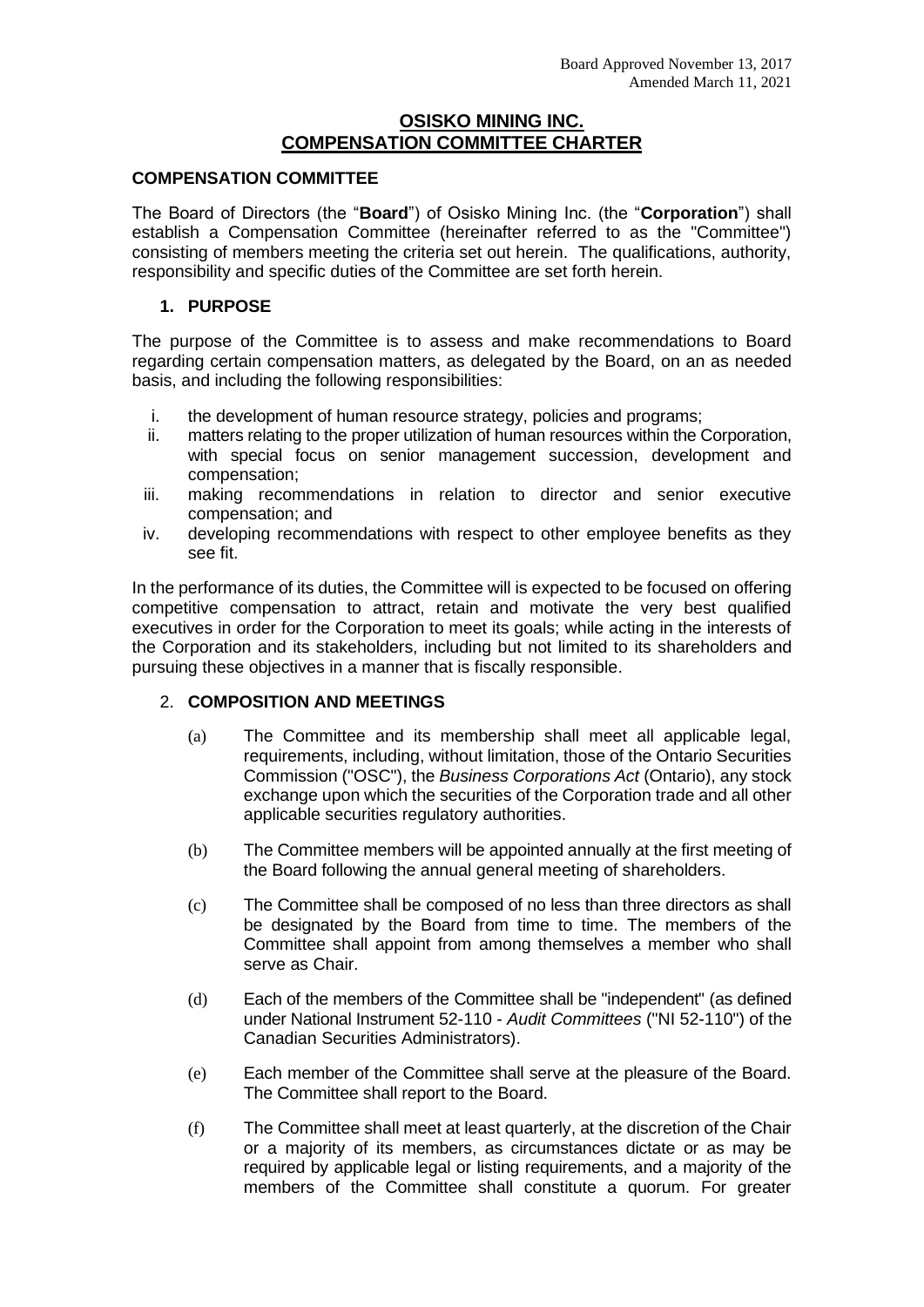Board Approved November 13, 2017
Amended March 11, 2021

# OSISKO MINING INC.
# COMPENSATION COMMITTEE CHARTER

## COMPENSATION COMMITTEE

The Board of Directors (the "**Board**") of Osisko Mining Inc. (the "**Corporation**") shall establish a Compensation Committee (hereinafter referred to as the "Committee") consisting of members meeting the criteria set out herein. The qualifications, authority, responsibility and specific duties of the Committee are set forth herein.

### 1. PURPOSE

The purpose of the Committee is to assess and make recommendations to Board regarding certain compensation matters, as delegated by the Board, on an as needed basis, and including the following responsibilities:

i. the development of human resource strategy, policies and programs;
ii. matters relating to the proper utilization of human resources within the Corporation, with special focus on senior management succession, development and compensation;
iii. making recommendations in relation to director and senior executive compensation; and
iv. developing recommendations with respect to other employee benefits as they see fit.

In the performance of its duties, the Committee will is expected to be focused on offering competitive compensation to attract, retain and motivate the very best qualified executives in order for the Corporation to meet its goals; while acting in the interests of the Corporation and its stakeholders, including but not limited to its shareholders and pursuing these objectives in a manner that is fiscally responsible.

### 2. COMPOSITION AND MEETINGS

(a) The Committee and its membership shall meet all applicable legal, requirements, including, without limitation, those of the Ontario Securities Commission ("OSC"), the *Business Corporations Act* (Ontario), any stock exchange upon which the securities of the Corporation trade and all other applicable securities regulatory authorities.

(b) The Committee members will be appointed annually at the first meeting of the Board following the annual general meeting of shareholders.

(c) The Committee shall be composed of no less than three directors as shall be designated by the Board from time to time. The members of the Committee shall appoint from among themselves a member who shall serve as Chair.

(d) Each of the members of the Committee shall be "independent" (as defined under National Instrument 52-110 - *Audit Committees* ("NI 52-110") of the Canadian Securities Administrators).

(e) Each member of the Committee shall serve at the pleasure of the Board. The Committee shall report to the Board.

(f) The Committee shall meet at least quarterly, at the discretion of the Chair or a majority of its members, as circumstances dictate or as may be required by applicable legal or listing requirements, and a majority of the members of the Committee shall constitute a quorum. For greater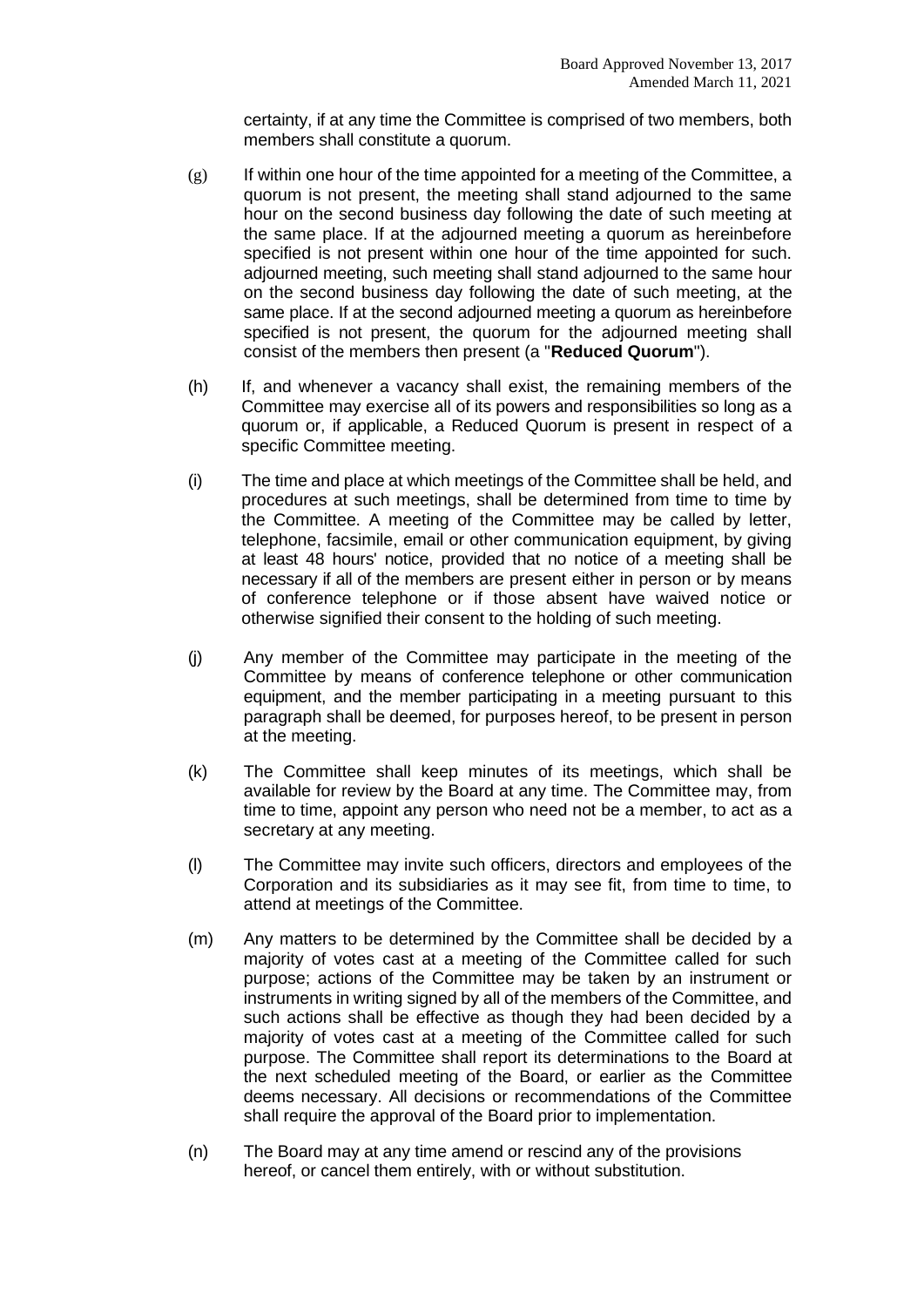certainty, if at any time the Committee is comprised of two members, both members shall constitute a quorum.

(g) If within one hour of the time appointed for a meeting of the Committee, a quorum is not present, the meeting shall stand adjourned to the same hour on the second business day following the date of such meeting at the same place. If at the adjourned meeting a quorum as hereinbefore specified is not present within one hour of the time appointed for such. adjourned meeting, such meeting shall stand adjourned to the same hour on the second business day following the date of such meeting, at the same place. If at the second adjourned meeting a quorum as hereinbefore specified is not present, the quorum for the adjourned meeting shall consist of the members then present (a "**Reduced Quorum**").

(h) If, and whenever a vacancy shall exist, the remaining members of the Committee may exercise all of its powers and responsibilities so long as a quorum or, if applicable, a Reduced Quorum is present in respect of a specific Committee meeting.

(i) The time and place at which meetings of the Committee shall be held, and procedures at such meetings, shall be determined from time to time by the Committee. A meeting of the Committee may be called by letter, telephone, facsimile, email or other communication equipment, by giving at least 48 hours' notice, provided that no notice of a meeting shall be necessary if all of the members are present either in person or by means of conference telephone or if those absent have waived notice or otherwise signified their consent to the holding of such meeting.

(j) Any member of the Committee may participate in the meeting of the Committee by means of conference telephone or other communication equipment, and the member participating in a meeting pursuant to this paragraph shall be deemed, for purposes hereof, to be present in person at the meeting.

(k) The Committee shall keep minutes of its meetings, which shall be available for review by the Board at any time. The Committee may, from time to time, appoint any person who need not be a member, to act as a secretary at any meeting.

(l) The Committee may invite such officers, directors and employees of the Corporation and its subsidiaries as it may see fit, from time to time, to attend at meetings of the Committee.

(m) Any matters to be determined by the Committee shall be decided by a majority of votes cast at a meeting of the Committee called for such purpose; actions of the Committee may be taken by an instrument or instruments in writing signed by all of the members of the Committee, and such actions shall be effective as though they had been decided by a majority of votes cast at a meeting of the Committee called for such purpose. The Committee shall report its determinations to the Board at the next scheduled meeting of the Board, or earlier as the Committee deems necessary. All decisions or recommendations of the Committee shall require the approval of the Board prior to implementation.

(n) The Board may at any time amend or rescind any of the provisions hereof, or cancel them entirely, with or without substitution.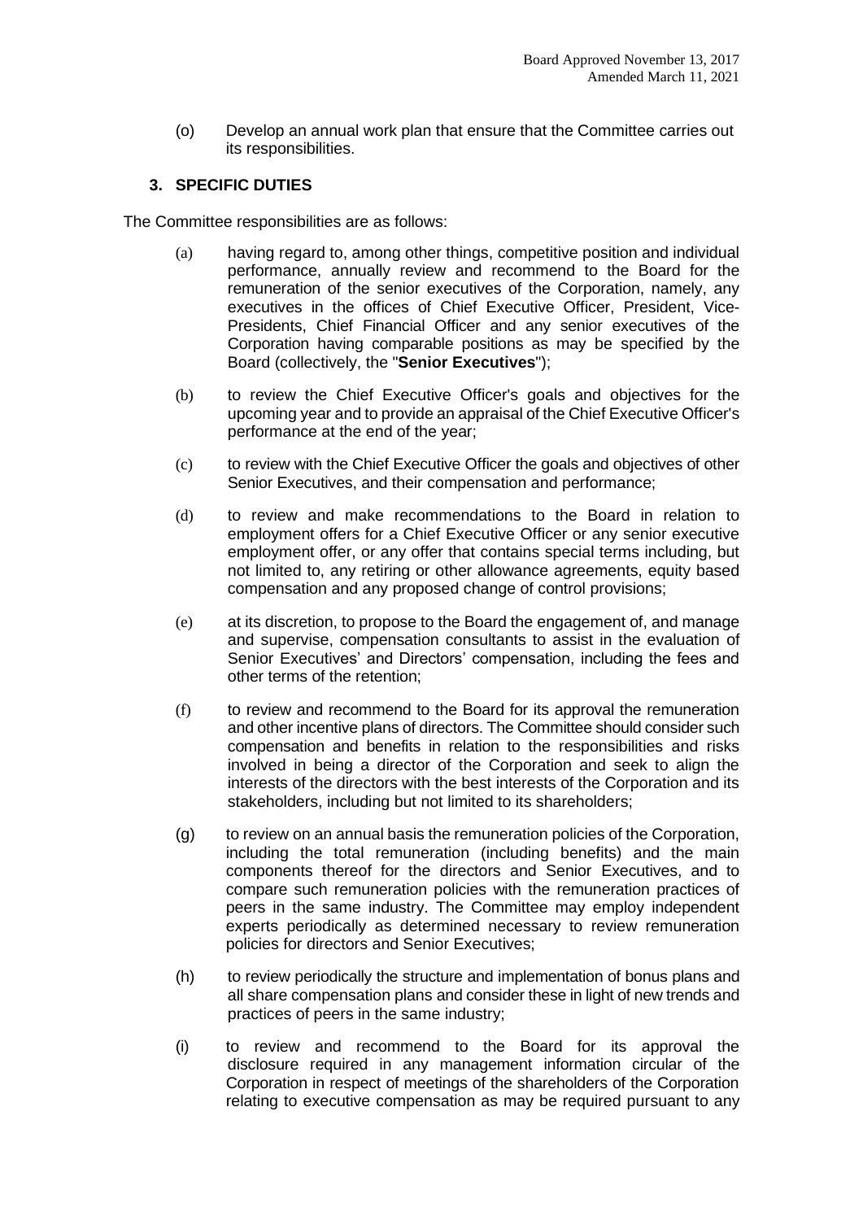(o) Develop an annual work plan that ensure that the Committee carries out its responsibilities.

## 3. SPECIFIC DUTIES

The Committee responsibilities are as follows:

(a) having regard to, among other things, competitive position and individual performance, annually review and recommend to the Board for the remuneration of the senior executives of the Corporation, namely, any executives in the offices of Chief Executive Officer, President, Vice-Presidents, Chief Financial Officer and any senior executives of the Corporation having comparable positions as may be specified by the Board (collectively, the "**Senior Executives**");

(b) to review the Chief Executive Officer's goals and objectives for the upcoming year and to provide an appraisal of the Chief Executive Officer's performance at the end of the year;

(c) to review with the Chief Executive Officer the goals and objectives of other Senior Executives, and their compensation and performance;

(d) to review and make recommendations to the Board in relation to employment offers for a Chief Executive Officer or any senior executive employment offer, or any offer that contains special terms including, but not limited to, any retiring or other allowance agreements, equity based compensation and any proposed change of control provisions;

(e) at its discretion, to propose to the Board the engagement of, and manage and supervise, compensation consultants to assist in the evaluation of Senior Executives' and Directors' compensation, including the fees and other terms of the retention;

(f) to review and recommend to the Board for its approval the remuneration and other incentive plans of directors. The Committee should consider such compensation and benefits in relation to the responsibilities and risks involved in being a director of the Corporation and seek to align the interests of the directors with the best interests of the Corporation and its stakeholders, including but not limited to its shareholders;

(g) to review on an annual basis the remuneration policies of the Corporation, including the total remuneration (including benefits) and the main components thereof for the directors and Senior Executives, and to compare such remuneration policies with the remuneration practices of peers in the same industry. The Committee may employ independent experts periodically as determined necessary to review remuneration policies for directors and Senior Executives;

(h) to review periodically the structure and implementation of bonus plans and all share compensation plans and consider these in light of new trends and practices of peers in the same industry;

(i) to review and recommend to the Board for its approval the disclosure required in any management information circular of the Corporation in respect of meetings of the shareholders of the Corporation relating to executive compensation as may be required pursuant to any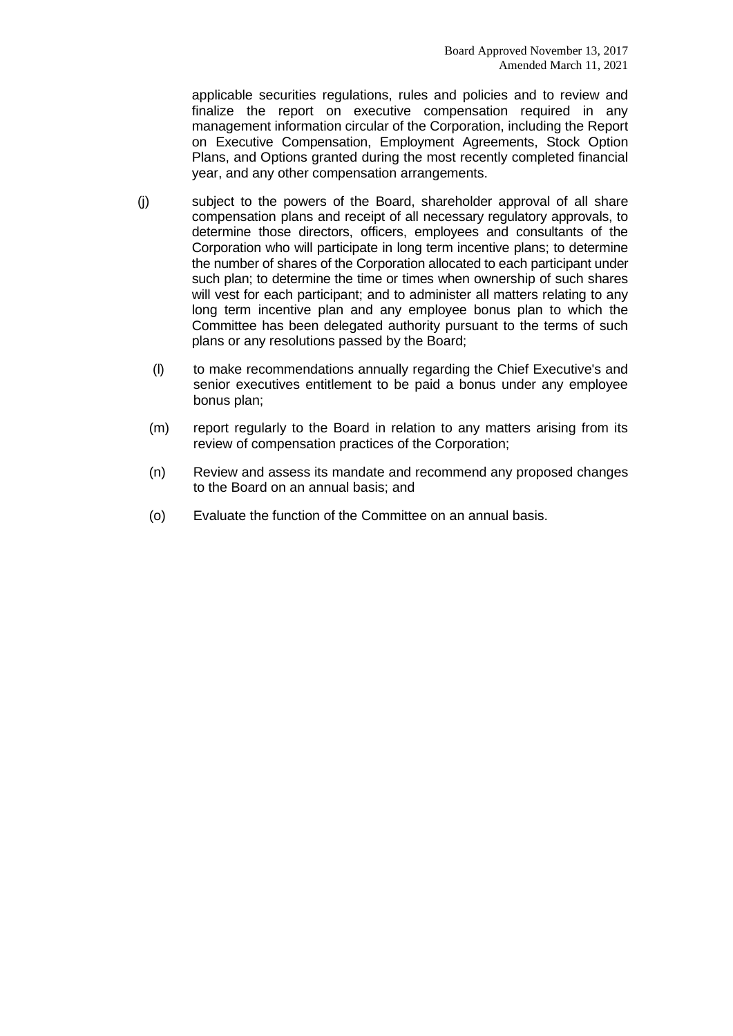applicable securities regulations, rules and policies and to review and finalize the report on executive compensation required in any management information circular of the Corporation, including the Report on Executive Compensation, Employment Agreements, Stock Option Plans, and Options granted during the most recently completed financial year, and any other compensation arrangements.

(j) subject to the powers of the Board, shareholder approval of all share compensation plans and receipt of all necessary regulatory approvals, to determine those directors, officers, employees and consultants of the Corporation who will participate in long term incentive plans; to determine the number of shares of the Corporation allocated to each participant under such plan; to determine the time or times when ownership of such shares will vest for each participant; and to administer all matters relating to any long term incentive plan and any employee bonus plan to which the Committee has been delegated authority pursuant to the terms of such plans or any resolutions passed by the Board;

(l) to make recommendations annually regarding the Chief Executive's and senior executives entitlement to be paid a bonus under any employee bonus plan;

(m) report regularly to the Board in relation to any matters arising from its review of compensation practices of the Corporation;

(n) Review and assess its mandate and recommend any proposed changes to the Board on an annual basis; and

(o) Evaluate the function of the Committee on an annual basis.